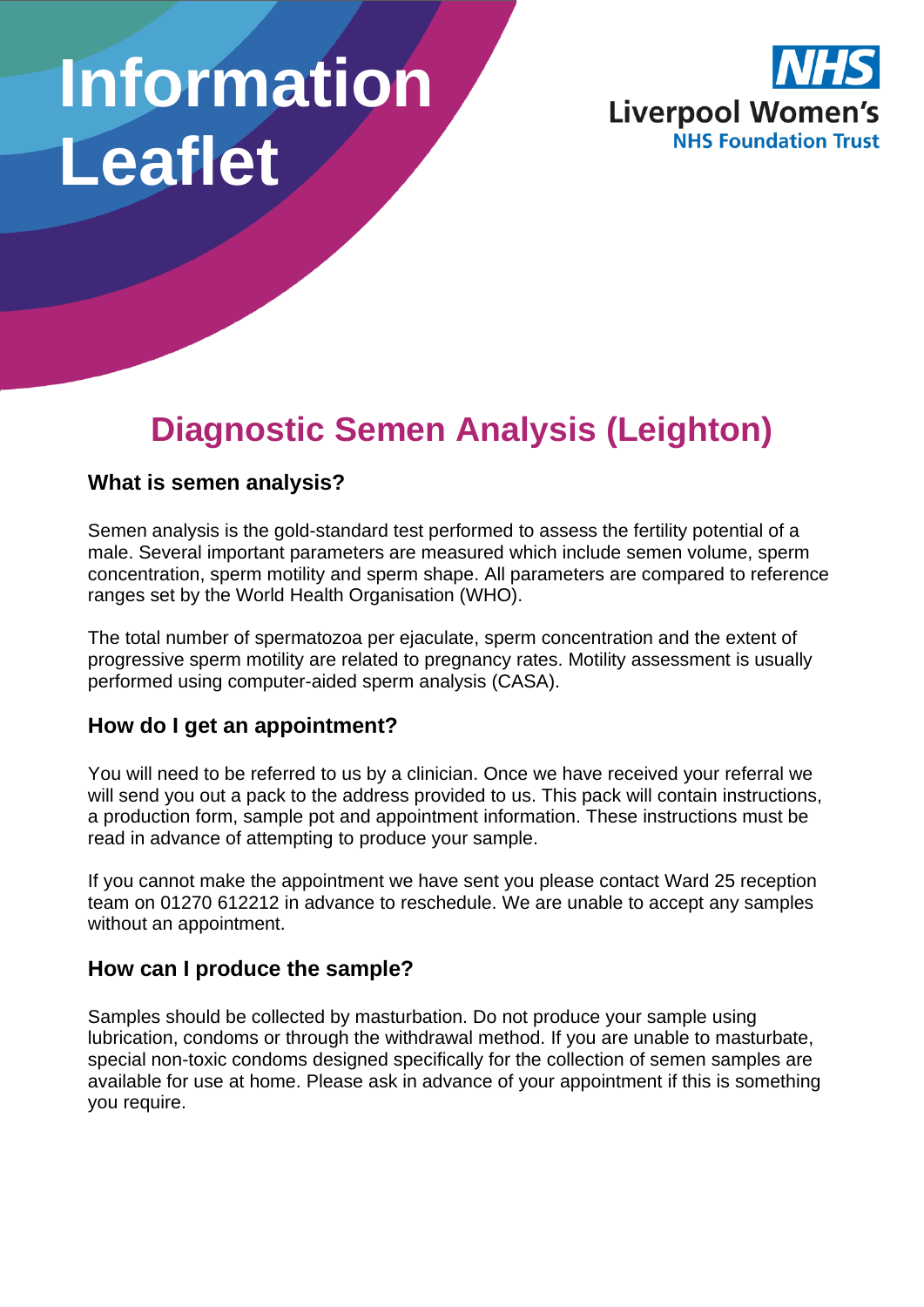# Information Leaflet

**NHS**
**Liverpool Women's**
**NHS Foundation Trust**

# Diagnostic Semen Analysis (Leighton)

### What is semen analysis?

Semen analysis is the gold-standard test performed to assess the fertility potential of a male. Several important parameters are measured which include semen volume, sperm concentration, sperm motility and sperm shape. All parameters are compared to reference ranges set by the World Health Organisation (WHO).

The total number of spermatozoa per ejaculate, sperm concentration and the extent of progressive sperm motility are related to pregnancy rates. Motility assessment is usually performed using computer-aided sperm analysis (CASA).

### How do I get an appointment?

You will need to be referred to us by a clinician. Once we have received your referral we will send you out a pack to the address provided to us. This pack will contain instructions, a production form, sample pot and appointment information. These instructions must be read in advance of attempting to produce your sample.

If you cannot make the appointment we have sent you please contact Ward 25 reception team on 01270 612212 in advance to reschedule. We are unable to accept any samples without an appointment.

### How can I produce the sample?

Samples should be collected by masturbation. Do not produce your sample using lubrication, condoms or through the withdrawal method. If you are unable to masturbate, special non-toxic condoms designed specifically for the collection of semen samples are available for use at home. Please ask in advance of your appointment if this is something you require.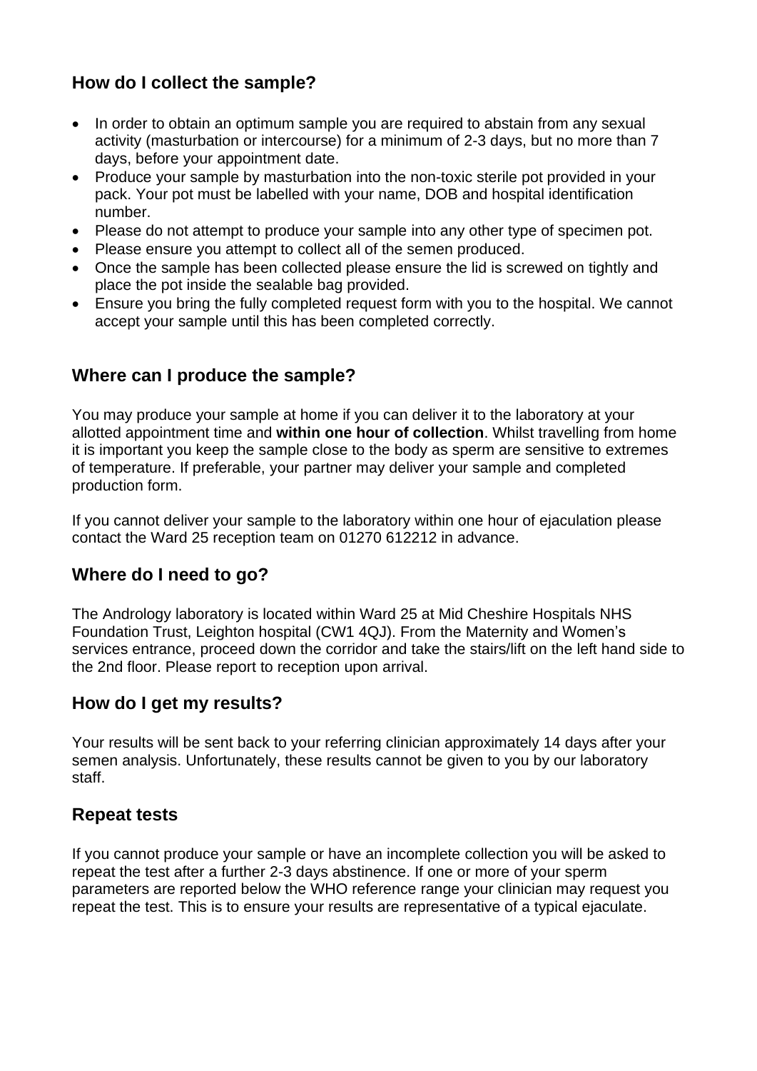## How do I collect the sample?

- In order to obtain an optimum sample you are required to abstain from any sexual activity (masturbation or intercourse) for a minimum of 2-3 days, but no more than 7 days, before your appointment date.
- Produce your sample by masturbation into the non-toxic sterile pot provided in your pack. Your pot must be labelled with your name, DOB and hospital identification number.
- Please do not attempt to produce your sample into any other type of specimen pot.
- Please ensure you attempt to collect all of the semen produced.
- Once the sample has been collected please ensure the lid is screwed on tightly and place the pot inside the sealable bag provided.
- Ensure you bring the fully completed request form with you to the hospital. We cannot accept your sample until this has been completed correctly.

## Where can I produce the sample?

You may produce your sample at home if you can deliver it to the laboratory at your allotted appointment time and **within one hour of collection**. Whilst travelling from home it is important you keep the sample close to the body as sperm are sensitive to extremes of temperature. If preferable, your partner may deliver your sample and completed production form.

If you cannot deliver your sample to the laboratory within one hour of ejaculation please contact the Ward 25 reception team on 01270 612212 in advance.

## Where do I need to go?

The Andrology laboratory is located within Ward 25 at Mid Cheshire Hospitals NHS Foundation Trust, Leighton hospital (CW1 4QJ). From the Maternity and Women's services entrance, proceed down the corridor and take the stairs/lift on the left hand side to the 2nd floor. Please report to reception upon arrival.

## How do I get my results?

Your results will be sent back to your referring clinician approximately 14 days after your semen analysis. Unfortunately, these results cannot be given to you by our laboratory staff.

## Repeat tests

If you cannot produce your sample or have an incomplete collection you will be asked to repeat the test after a further 2-3 days abstinence. If one or more of your sperm parameters are reported below the WHO reference range your clinician may request you repeat the test. This is to ensure your results are representative of a typical ejaculate.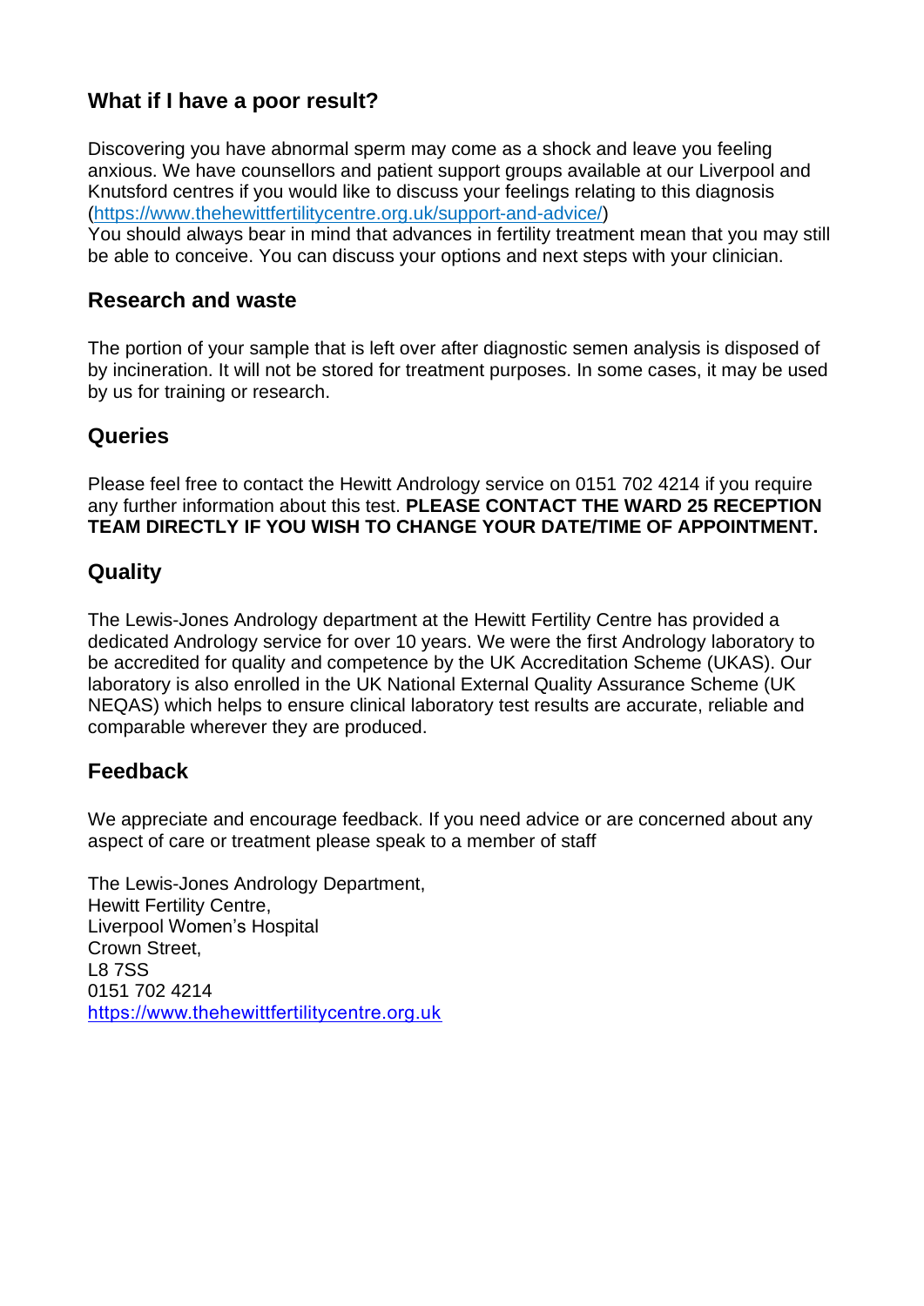## What if I have a poor result?

Discovering you have abnormal sperm may come as a shock and leave you feeling anxious. We have counsellors and patient support groups available at our Liverpool and Knutsford centres if you would like to discuss your feelings relating to this diagnosis (https://www.thehewittfertilitycentre.org.uk/support-and-advice/)
You should always bear in mind that advances in fertility treatment mean that you may still be able to conceive. You can discuss your options and next steps with your clinician.

## Research and waste

The portion of your sample that is left over after diagnostic semen analysis is disposed of by incineration. It will not be stored for treatment purposes. In some cases, it may be used by us for training or research.

## Queries

Please feel free to contact the Hewitt Andrology service on 0151 702 4214 if you require any further information about this test. **PLEASE CONTACT THE WARD 25 RECEPTION TEAM DIRECTLY IF YOU WISH TO CHANGE YOUR DATE/TIME OF APPOINTMENT.**

## Quality

The Lewis-Jones Andrology department at the Hewitt Fertility Centre has provided a dedicated Andrology service for over 10 years. We were the first Andrology laboratory to be accredited for quality and competence by the UK Accreditation Scheme (UKAS). Our laboratory is also enrolled in the UK National External Quality Assurance Scheme (UK NEQAS) which helps to ensure clinical laboratory test results are accurate, reliable and comparable wherever they are produced.

## Feedback

We appreciate and encourage feedback. If you need advice or are concerned about any aspect of care or treatment please speak to a member of staff

The Lewis-Jones Andrology Department,
Hewitt Fertility Centre,
Liverpool Women's Hospital
Crown Street,
L8 7SS
0151 702 4214
https://www.thehewittfertilitycentre.org.uk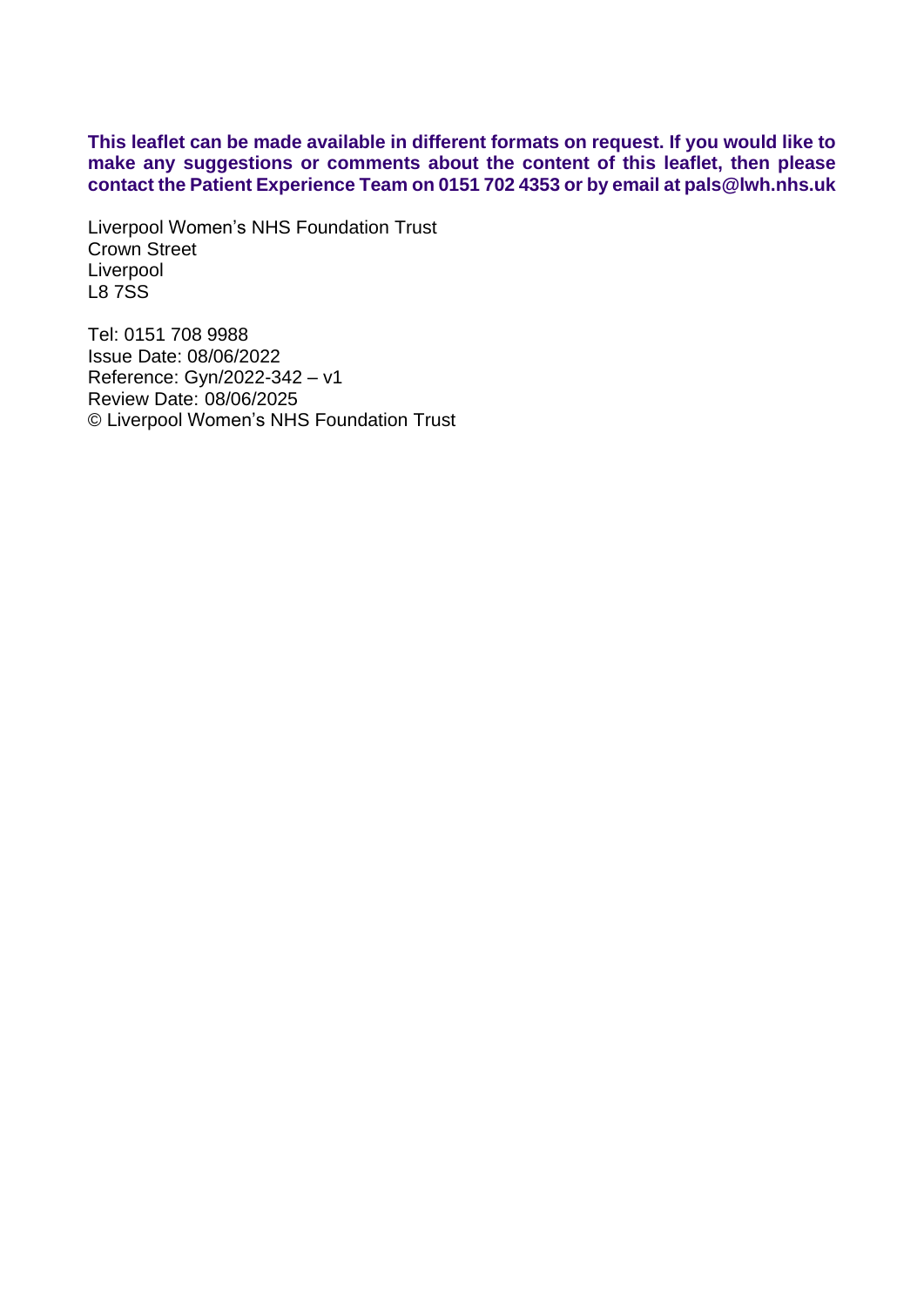**This leaflet can be made available in different formats on request. If you would like to make any suggestions or comments about the content of this leaflet, then please contact the Patient Experience Team on 0151 702 4353 or by email at pals@lwh.nhs.uk**

Liverpool Women's NHS Foundation Trust
Crown Street
Liverpool
L8 7SS

Tel: 0151 708 9988
Issue Date: 08/06/2022
Reference: Gyn/2022-342 – v1
Review Date: 08/06/2025
© Liverpool Women's NHS Foundation Trust